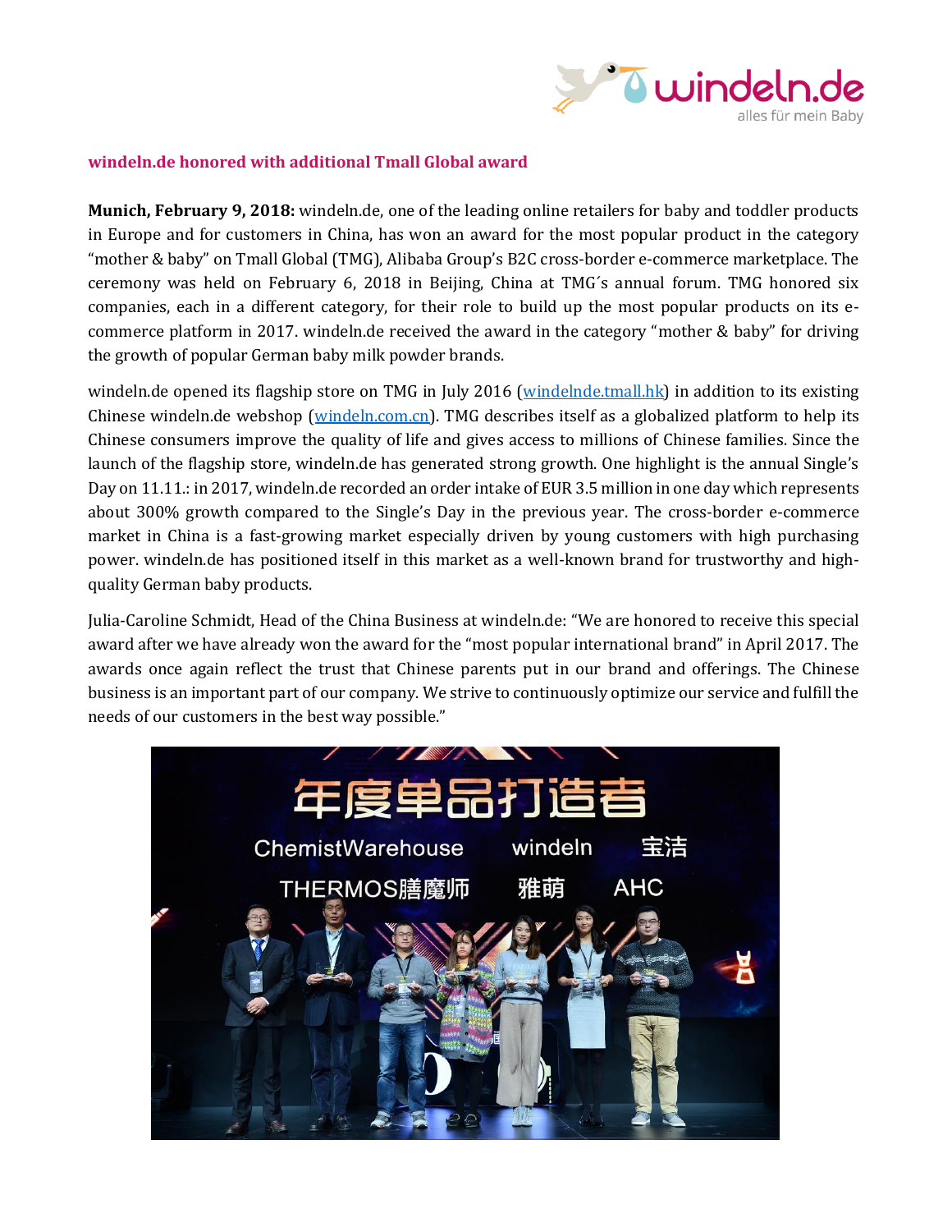# windeln.de honored with additional Tmall Global award

**Munich, February 9, 2018:** windeln.de, one of the leading online retailers for baby and toddler products in Europe and for customers in China, has won an award for the most popular product in the category "mother & baby" on Tmall Global (TMG), Alibaba Group's B2C cross-border e-commerce marketplace. The ceremony was held on February 6, 2018 in Beijing, China at TMG´s annual forum. TMG honored six companies, each in a different category, for their role to build up the most popular products on its e-commerce platform in 2017. windeln.de received the award in the category "mother & baby" for driving the growth of popular German baby milk powder brands.

windeln.de opened its flagship store on TMG in July 2016 (windelnde.tmall.hk) in addition to its existing Chinese windeln.de webshop (windeln.com.cn). TMG describes itself as a globalized platform to help its Chinese consumers improve the quality of life and gives access to millions of Chinese families. Since the launch of the flagship store, windeln.de has generated strong growth. One highlight is the annual Single's Day on 11.11.: in 2017, windeln.de recorded an order intake of EUR 3.5 million in one day which represents about 300% growth compared to the Single's Day in the previous year. The cross-border e-commerce market in China is a fast-growing market especially driven by young customers with high purchasing power. windeln.de has positioned itself in this market as a well-known brand for trustworthy and high-quality German baby products.

Julia-Caroline Schmidt, Head of the China Business at windeln.de: "We are honored to receive this special award after we have already won the award for the "most popular international brand" in April 2017. The awards once again reflect the trust that Chinese parents put in our brand and offerings. The Chinese business is an important part of our company. We strive to continuously optimize our service and fulfill the needs of our customers in the best way possible."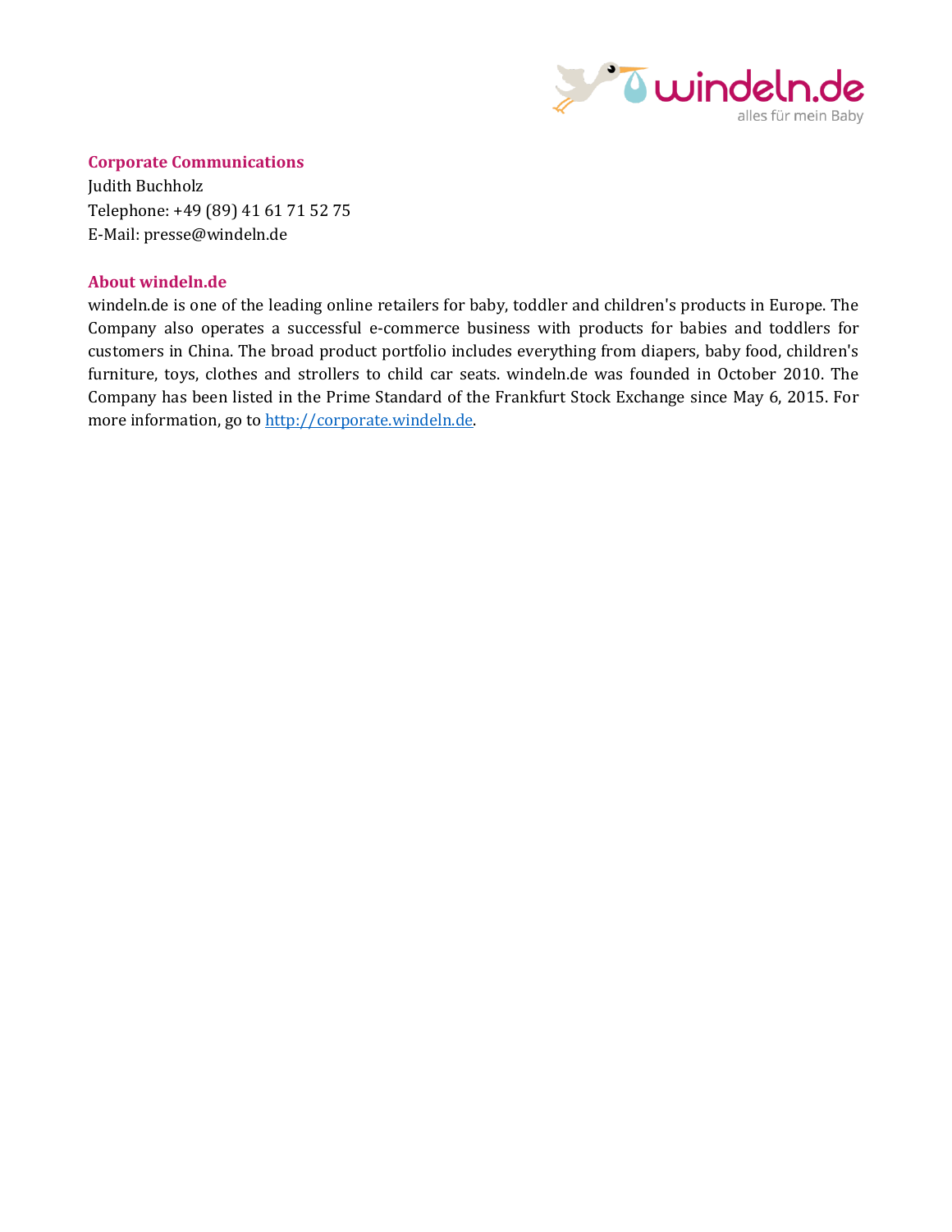**Corporate Communications**
Judith Buchholz
Telephone: +49 (89) 41 61 71 52 75
E-Mail: presse@windeln.de

**About windeln.de**

windeln.de is one of the leading online retailers for baby, toddler and children's products in Europe. The Company also operates a successful e-commerce business with products for babies and toddlers for customers in China. The broad product portfolio includes everything from diapers, baby food, children's furniture, toys, clothes and strollers to child car seats. windeln.de was founded in October 2010. The Company has been listed in the Prime Standard of the Frankfurt Stock Exchange since May 6, 2015. For more information, go to [http://corporate.windeln.de](http://corporate.windeln.de).